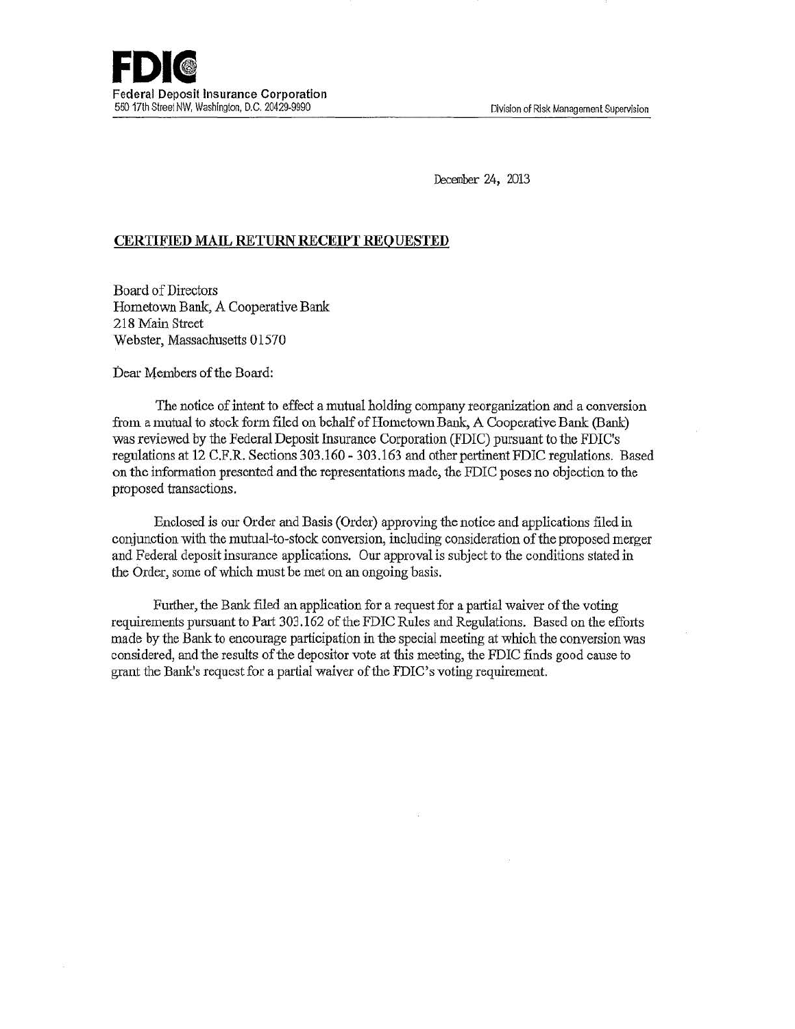**FDIC**
Federal Deposit Insurance Corporation
550 17th Street NW, Washington, D.C. 20429-9990

Division of Risk Management Supervision

December 24, 2013

**CERTIFIED MAIL RETURN RECEIPT REQUESTED**

Board of Directors
Hometown Bank, A Cooperative Bank
218 Main Street
Webster, Massachusetts 01570

Dear Members of the Board:

The notice of intent to effect a mutual holding company reorganization and a conversion from a mutual to stock form filed on behalf of Hometown Bank, A Cooperative Bank (Bank) was reviewed by the Federal Deposit Insurance Corporation (FDIC) pursuant to the FDIC's regulations at 12 C.F.R. Sections 303.160 - 303.163 and other pertinent FDIC regulations. Based on the information presented and the representations made, the FDIC poses no objection to the proposed transactions.

Enclosed is our Order and Basis (Order) approving the notice and applications filed in conjunction with the mutual-to-stock conversion, including consideration of the proposed merger and Federal deposit insurance applications. Our approval is subject to the conditions stated in the Order, some of which must be met on an ongoing basis.

Further, the Bank filed an application for a request for a partial waiver of the voting requirements pursuant to Part 303.162 of the FDIC Rules and Regulations. Based on the efforts made by the Bank to encourage participation in the special meeting at which the conversion was considered, and the results of the depositor vote at this meeting, the FDIC finds good cause to grant the Bank's request for a partial waiver of the FDIC's voting requirement.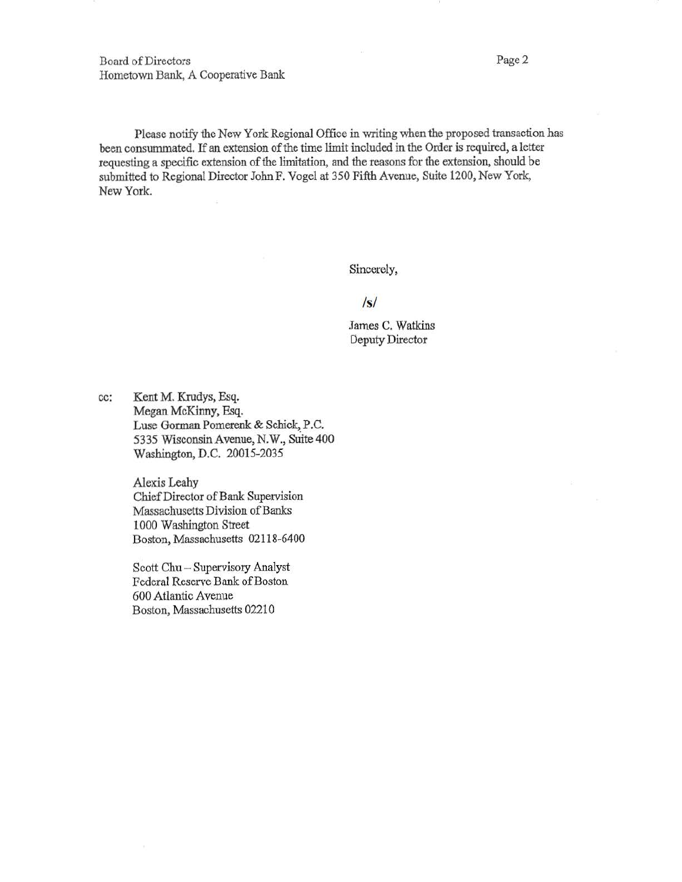Board of Directors
Hometown Bank, A Cooperative Bank

Please notify the New York Regional Office in writing when the proposed transaction has been consummated. If an extension of the time limit included in the Order is required, a letter requesting a specific extension of the limitation, and the reasons for the extension, should be submitted to Regional Director John F. Vogel at 350 Fifth Avenue, Suite 1200, New York, New York.

Sincerely,

/s/

James C. Watkins
Deputy Director

cc: Kent M. Krudys, Esq.
Megan McKinny, Esq.
Luse Gorman Pomerenk & Schick, P.C.
5335 Wisconsin Avenue, N.W., Suite 400
Washington, D.C. 20015-2035

Alexis Leahy
Chief Director of Bank Supervision
Massachusetts Division of Banks
1000 Washington Street
Boston, Massachusetts 02118-6400

Scott Chu – Supervisory Analyst
Federal Reserve Bank of Boston
600 Atlantic Avenue
Boston, Massachusetts 02210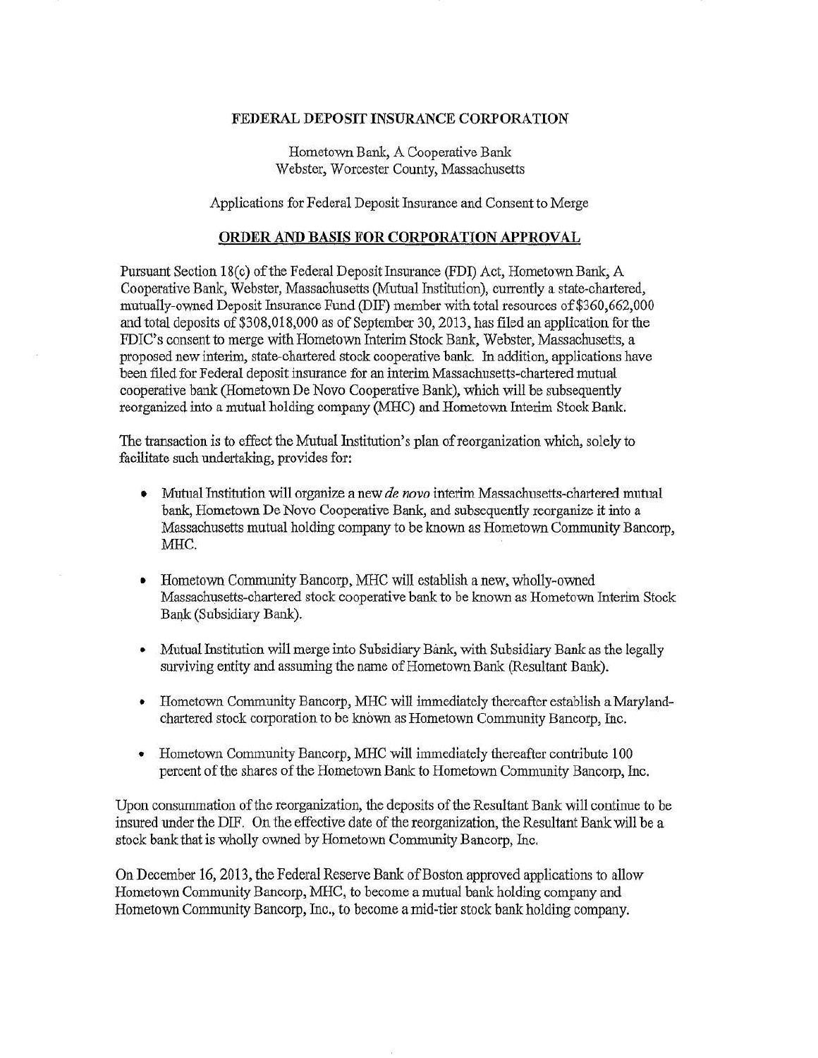**FEDERAL DEPOSIT INSURANCE CORPORATION**

Hometown Bank, A Cooperative Bank
Webster, Worcester County, Massachusetts

Applications for Federal Deposit Insurance and Consent to Merge

## ORDER AND BASIS FOR CORPORATION APPROVAL

Pursuant Section 18(c) of the Federal Deposit Insurance (FDI) Act, Hometown Bank, A Cooperative Bank, Webster, Massachusetts (Mutual Institution), currently a state-chartered, mutually-owned Deposit Insurance Fund (DIF) member with total resources of $360,662,000 and total deposits of $308,018,000 as of September 30, 2013, has filed an application for the FDIC's consent to merge with Hometown Interim Stock Bank, Webster, Massachusetts, a proposed new interim, state-chartered stock cooperative bank. In addition, applications have been filed for Federal deposit insurance for an interim Massachusetts-chartered mutual cooperative bank (Hometown De Novo Cooperative Bank), which will be subsequently reorganized into a mutual holding company (MHC) and Hometown Interim Stock Bank.

The transaction is to effect the Mutual Institution's plan of reorganization which, solely to facilitate such undertaking, provides for:

- Mutual Institution will organize a new *de novo* interim Massachusetts-chartered mutual bank, Hometown De Novo Cooperative Bank, and subsequently reorganize it into a Massachusetts mutual holding company to be known as Hometown Community Bancorp, MHC.
- Hometown Community Bancorp, MHC will establish a new, wholly-owned Massachusetts-chartered stock cooperative bank to be known as Hometown Interim Stock Bank (Subsidiary Bank).
- Mutual Institution will merge into Subsidiary Bank, with Subsidiary Bank as the legally surviving entity and assuming the name of Hometown Bank (Resultant Bank).
- Hometown Community Bancorp, MHC will immediately thereafter establish a Maryland-chartered stock corporation to be known as Hometown Community Bancorp, Inc.
- Hometown Community Bancorp, MHC will immediately thereafter contribute 100 percent of the shares of the Hometown Bank to Hometown Community Bancorp, Inc.

Upon consummation of the reorganization, the deposits of the Resultant Bank will continue to be insured under the DIF. On the effective date of the reorganization, the Resultant Bank will be a stock bank that is wholly owned by Hometown Community Bancorp, Inc.

On December 16, 2013, the Federal Reserve Bank of Boston approved applications to allow Hometown Community Bancorp, MHC, to become a mutual bank holding company and Hometown Community Bancorp, Inc., to become a mid-tier stock bank holding company.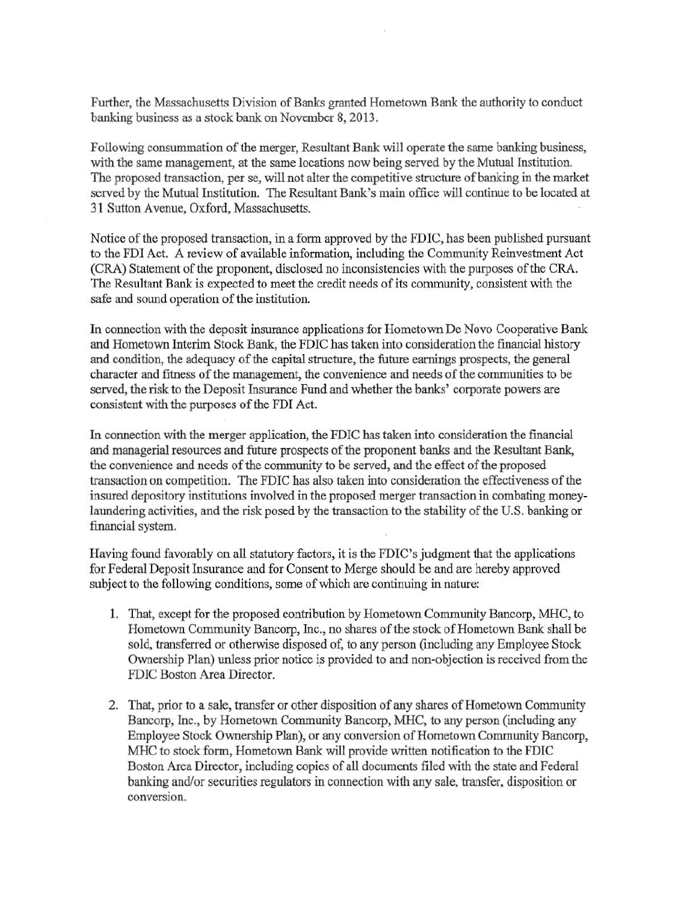Further, the Massachusetts Division of Banks granted Hometown Bank the authority to conduct banking business as a stock bank on November 8, 2013.

Following consummation of the merger, Resultant Bank will operate the same banking business, with the same management, at the same locations now being served by the Mutual Institution. The proposed transaction, per se, will not alter the competitive structure of banking in the market served by the Mutual Institution. The Resultant Bank's main office will continue to be located at 31 Sutton Avenue, Oxford, Massachusetts.

Notice of the proposed transaction, in a form approved by the FDIC, has been published pursuant to the FDI Act. A review of available information, including the Community Reinvestment Act (CRA) Statement of the proponent, disclosed no inconsistencies with the purposes of the CRA. The Resultant Bank is expected to meet the credit needs of its community, consistent with the safe and sound operation of the institution.

In connection with the deposit insurance applications for Hometown De Novo Cooperative Bank and Hometown Interim Stock Bank, the FDIC has taken into consideration the financial history and condition, the adequacy of the capital structure, the future earnings prospects, the general character and fitness of the management, the convenience and needs of the communities to be served, the risk to the Deposit Insurance Fund and whether the banks' corporate powers are consistent with the purposes of the FDI Act.

In connection with the merger application, the FDIC has taken into consideration the financial and managerial resources and future prospects of the proponent banks and the Resultant Bank, the convenience and needs of the community to be served, and the effect of the proposed transaction on competition. The FDIC has also taken into consideration the effectiveness of the insured depository institutions involved in the proposed merger transaction in combating money-laundering activities, and the risk posed by the transaction to the stability of the U.S. banking or financial system.

Having found favorably on all statutory factors, it is the FDIC's judgment that the applications for Federal Deposit Insurance and for Consent to Merge should be and are hereby approved subject to the following conditions, some of which are continuing in nature:

1. That, except for the proposed contribution by Hometown Community Bancorp, MHC, to Hometown Community Bancorp, Inc., no shares of the stock of Hometown Bank shall be sold, transferred or otherwise disposed of, to any person (including any Employee Stock Ownership Plan) unless prior notice is provided to and non-objection is received from the FDIC Boston Area Director.

2. That, prior to a sale, transfer or other disposition of any shares of Hometown Community Bancorp, Inc., by Hometown Community Bancorp, MHC, to any person (including any Employee Stock Ownership Plan), or any conversion of Hometown Community Bancorp, MHC to stock form, Hometown Bank will provide written notification to the FDIC Boston Area Director, including copies of all documents filed with the state and Federal banking and/or securities regulators in connection with any sale, transfer, disposition or conversion.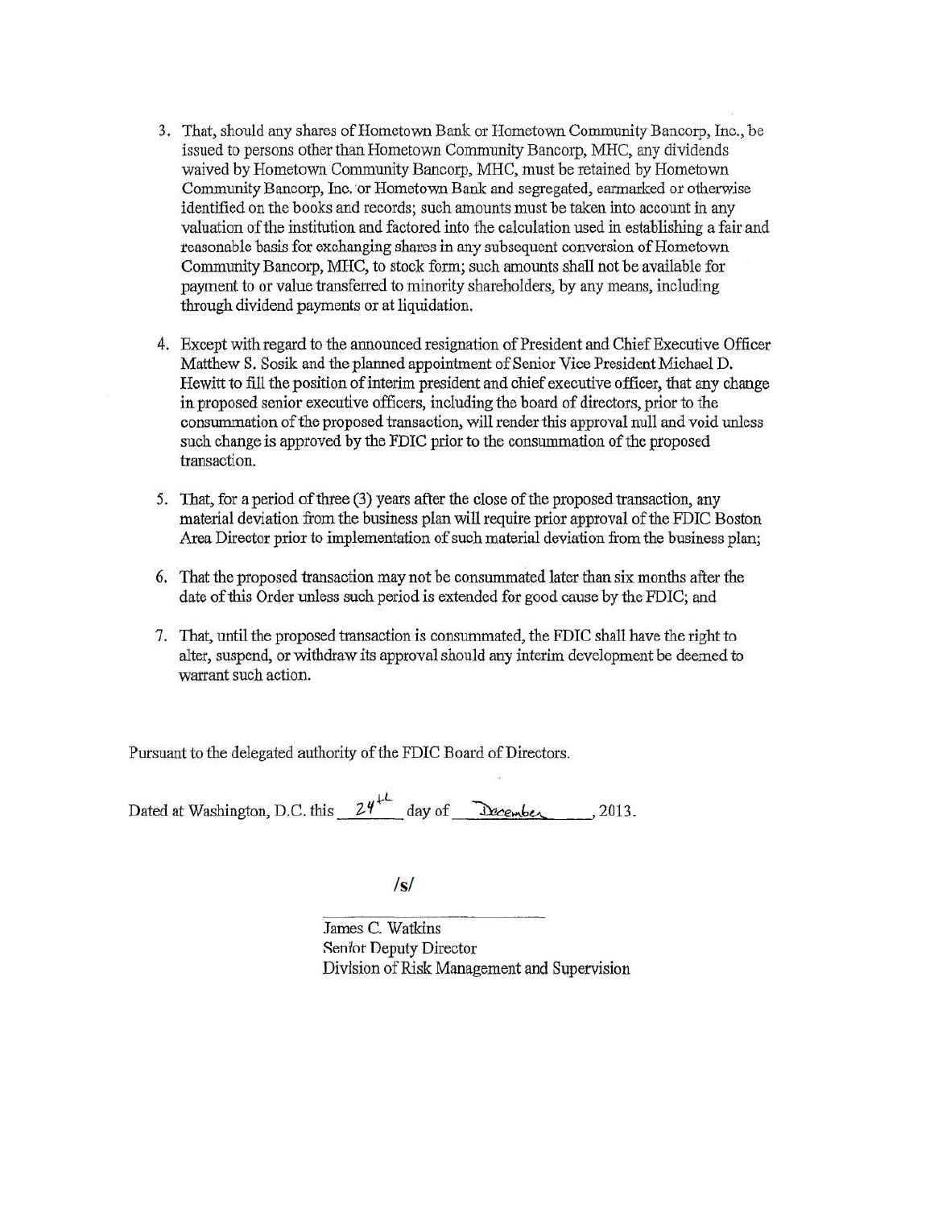3. That, should any shares of Hometown Bank or Hometown Community Bancorp, Inc., be issued to persons other than Hometown Community Bancorp, MHC, any dividends waived by Hometown Community Bancorp, MHC, must be retained by Hometown Community Bancorp, Inc. or Hometown Bank and segregated, earmarked or otherwise identified on the books and records; such amounts must be taken into account in any valuation of the institution and factored into the calculation used in establishing a fair and reasonable basis for exchanging shares in any subsequent conversion of Hometown Community Bancorp, MHC, to stock form; such amounts shall not be available for payment to or value transferred to minority shareholders, by any means, including through dividend payments or at liquidation.

4. Except with regard to the announced resignation of President and Chief Executive Officer Matthew S. Sosik and the planned appointment of Senior Vice President Michael D. Hewitt to fill the position of interim president and chief executive officer, that any change in proposed senior executive officers, including the board of directors, prior to the consummation of the proposed transaction, will render this approval null and void unless such change is approved by the FDIC prior to the consummation of the proposed transaction.

5. That, for a period of three (3) years after the close of the proposed transaction, any material deviation from the business plan will require prior approval of the FDIC Boston Area Director prior to implementation of such material deviation from the business plan;

6. That the proposed transaction may not be consummated later than six months after the date of this Order unless such period is extended for good cause by the FDIC; and

7. That, until the proposed transaction is consummated, the FDIC shall have the right to alter, suspend, or withdraw its approval should any interim development be deemed to warrant such action.

Pursuant to the delegated authority of the FDIC Board of Directors.

Dated at Washington, D.C. this 24th day of December, 2013.

/s/

James C. Watkins
Senior Deputy Director
Division of Risk Management and Supervision